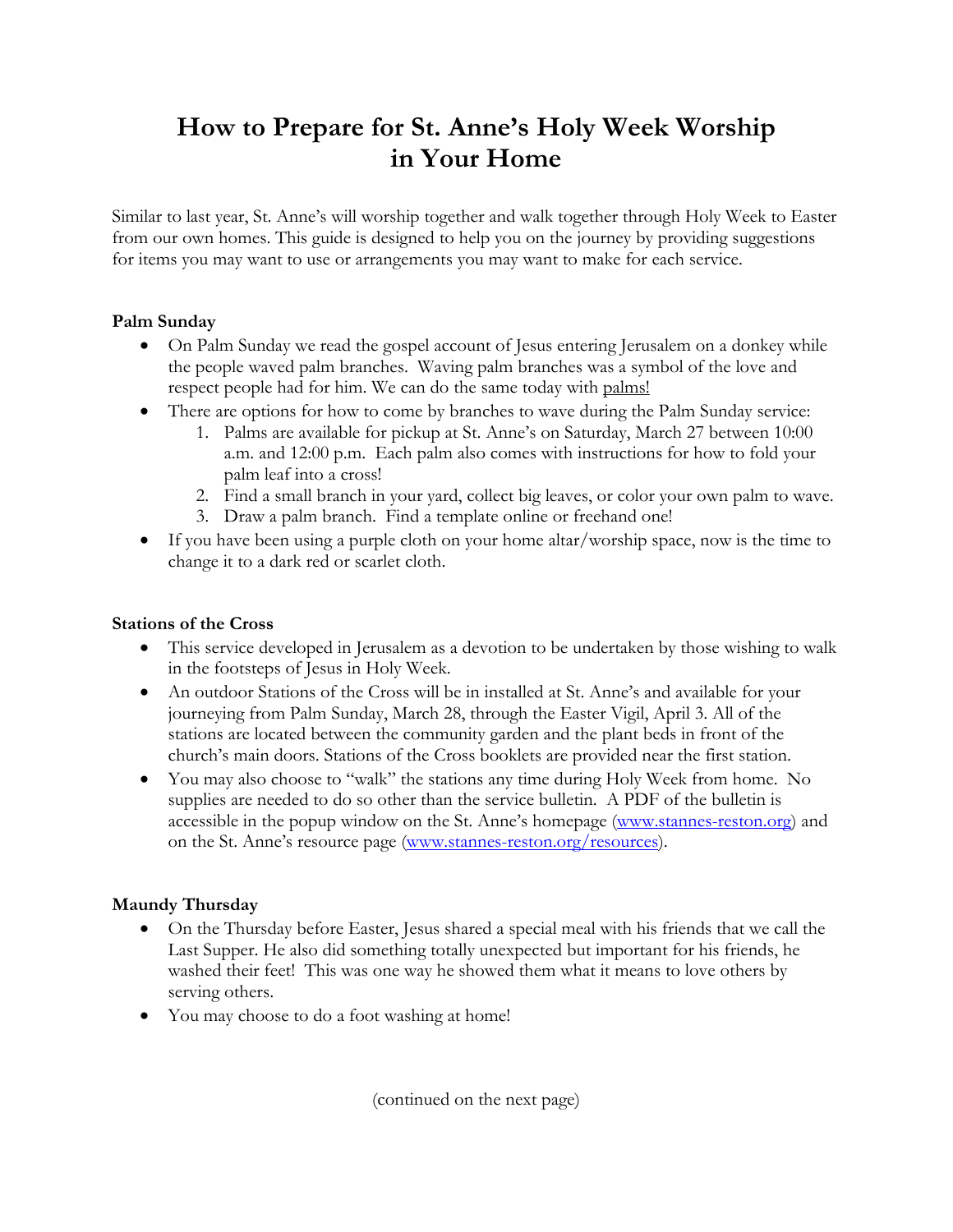# How to Prepare for St. Anne's Holy Week Worship in Your Home

Similar to last year, St. Anne's will worship together and walk together through Holy Week to Easter from our own homes. This guide is designed to help you on the journey by providing suggestions for items you may want to use or arrangements you may want to make for each service.

### Palm Sunday

- On Palm Sunday we read the gospel account of Jesus entering Jerusalem on a donkey while the people waved palm branches. Waving palm branches was a symbol of the love and respect people had for him. We can do the same today with palms!
- There are options for how to come by branches to wave during the Palm Sunday service:
  1. Palms are available for pickup at St. Anne's on Saturday, March 27 between 10:00 a.m. and 12:00 p.m. Each palm also comes with instructions for how to fold your palm leaf into a cross!
  2. Find a small branch in your yard, collect big leaves, or color your own palm to wave.
  3. Draw a palm branch. Find a template online or freehand one!
- If you have been using a purple cloth on your home altar/worship space, now is the time to change it to a dark red or scarlet cloth.

### Stations of the Cross

- This service developed in Jerusalem as a devotion to be undertaken by those wishing to walk in the footsteps of Jesus in Holy Week.
- An outdoor Stations of the Cross will be in installed at St. Anne's and available for your journeying from Palm Sunday, March 28, through the Easter Vigil, April 3. All of the stations are located between the community garden and the plant beds in front of the church's main doors. Stations of the Cross booklets are provided near the first station.
- You may also choose to "walk" the stations any time during Holy Week from home. No supplies are needed to do so other than the service bulletin. A PDF of the bulletin is accessible in the popup window on the St. Anne's homepage (www.stannes-reston.org) and on the St. Anne's resource page (www.stannes-reston.org/resources).

### Maundy Thursday

- On the Thursday before Easter, Jesus shared a special meal with his friends that we call the Last Supper. He also did something totally unexpected but important for his friends, he washed their feet! This was one way he showed them what it means to love others by serving others.
- You may choose to do a foot washing at home!

(continued on the next page)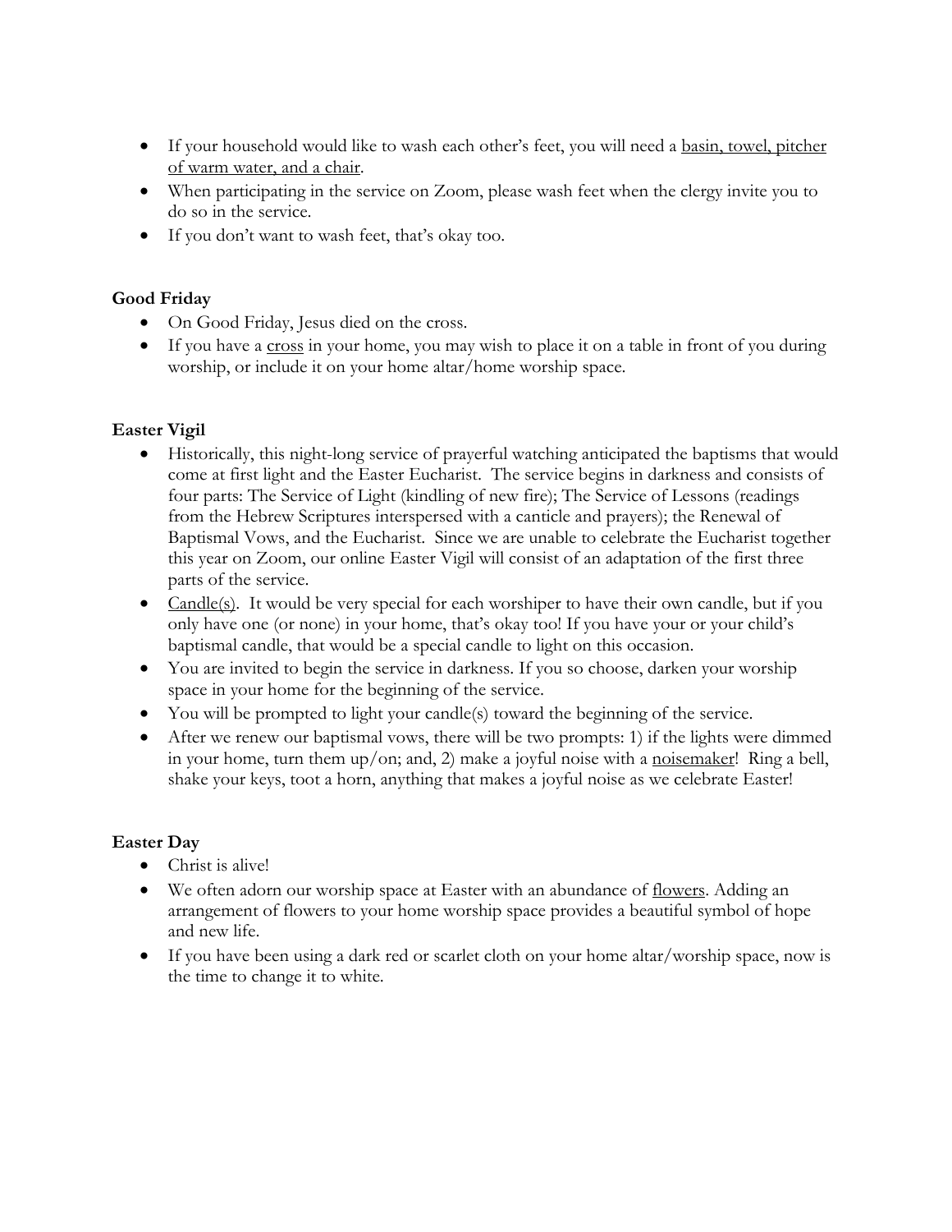- If your household would like to wash each other's feet, you will need a <u>basin, towel, pitcher of warm water, and a chair</u>.
- When participating in the service on Zoom, please wash feet when the clergy invite you to do so in the service.
- If you don't want to wash feet, that's okay too.

**Good Friday**

- On Good Friday, Jesus died on the cross.
- If you have a <u>cross</u> in your home, you may wish to place it on a table in front of you during worship, or include it on your home altar/home worship space.

**Easter Vigil**

- Historically, this night-long service of prayerful watching anticipated the baptisms that would come at first light and the Easter Eucharist. The service begins in darkness and consists of four parts: The Service of Light (kindling of new fire); The Service of Lessons (readings from the Hebrew Scriptures interspersed with a canticle and prayers); the Renewal of Baptismal Vows, and the Eucharist. Since we are unable to celebrate the Eucharist together this year on Zoom, our online Easter Vigil will consist of an adaptation of the first three parts of the service.
- <u>Candle(s)</u>. It would be very special for each worshiper to have their own candle, but if you only have one (or none) in your home, that's okay too! If you have your or your child's baptismal candle, that would be a special candle to light on this occasion.
- You are invited to begin the service in darkness. If you so choose, darken your worship space in your home for the beginning of the service.
- You will be prompted to light your candle(s) toward the beginning of the service.
- After we renew our baptismal vows, there will be two prompts: 1) if the lights were dimmed in your home, turn them up/on; and, 2) make a joyful noise with a <u>noisemaker</u>! Ring a bell, shake your keys, toot a horn, anything that makes a joyful noise as we celebrate Easter!

**Easter Day**

- Christ is alive!
- We often adorn our worship space at Easter with an abundance of <u>flowers</u>. Adding an arrangement of flowers to your home worship space provides a beautiful symbol of hope and new life.
- If you have been using a dark red or scarlet cloth on your home altar/worship space, now is the time to change it to white.